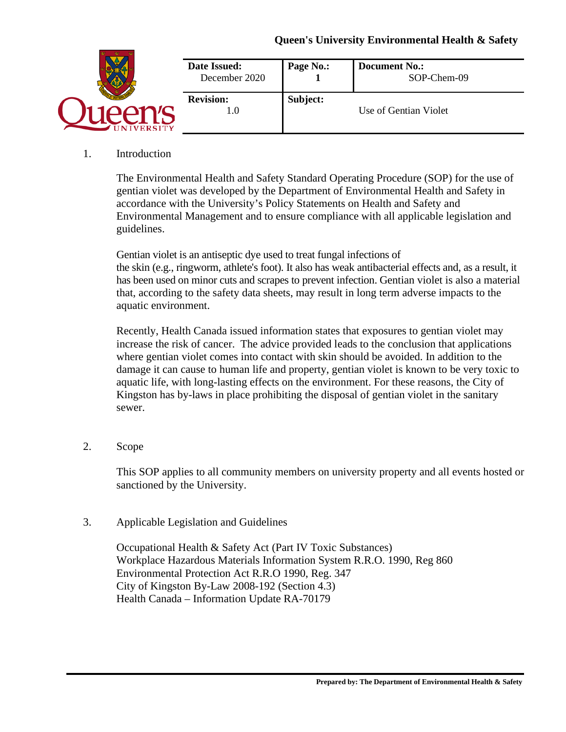**Queen's University Environmental Health & Safety**

| **Date Issued:** December 2020 | **Page No.:** 1 | **Document No.:** SOP-Chem-09 |
|---|---|---|
| **Revision:** 1.0 | **Subject:** | Use of Gentian Violet |

## 1. Introduction

The Environmental Health and Safety Standard Operating Procedure (SOP) for the use of gentian violet was developed by the Department of Environmental Health and Safety in accordance with the University's Policy Statements on Health and Safety and Environmental Management and to ensure compliance with all applicable legislation and guidelines.

Gentian violet is an antiseptic dye used to treat fungal infections of the skin (e.g., ringworm, athlete's foot). It also has weak antibacterial effects and, as a result, it has been used on minor cuts and scrapes to prevent infection. Gentian violet is also a material that, according to the safety data sheets, may result in long term adverse impacts to the aquatic environment.

Recently, Health Canada issued information states that exposures to gentian violet may increase the risk of cancer. The advice provided leads to the conclusion that applications where gentian violet comes into contact with skin should be avoided. In addition to the damage it can cause to human life and property, gentian violet is known to be very toxic to aquatic life, with long-lasting effects on the environment. For these reasons, the City of Kingston has by-laws in place prohibiting the disposal of gentian violet in the sanitary sewer.

## 2. Scope

This SOP applies to all community members on university property and all events hosted or sanctioned by the University.

## 3. Applicable Legislation and Guidelines

Occupational Health & Safety Act (Part IV Toxic Substances)
Workplace Hazardous Materials Information System R.R.O. 1990, Reg 860
Environmental Protection Act R.R.O 1990, Reg. 347
City of Kingston By-Law 2008-192 (Section 4.3)
Health Canada – Information Update RA-70179

**Prepared by: The Department of Environmental Health & Safety**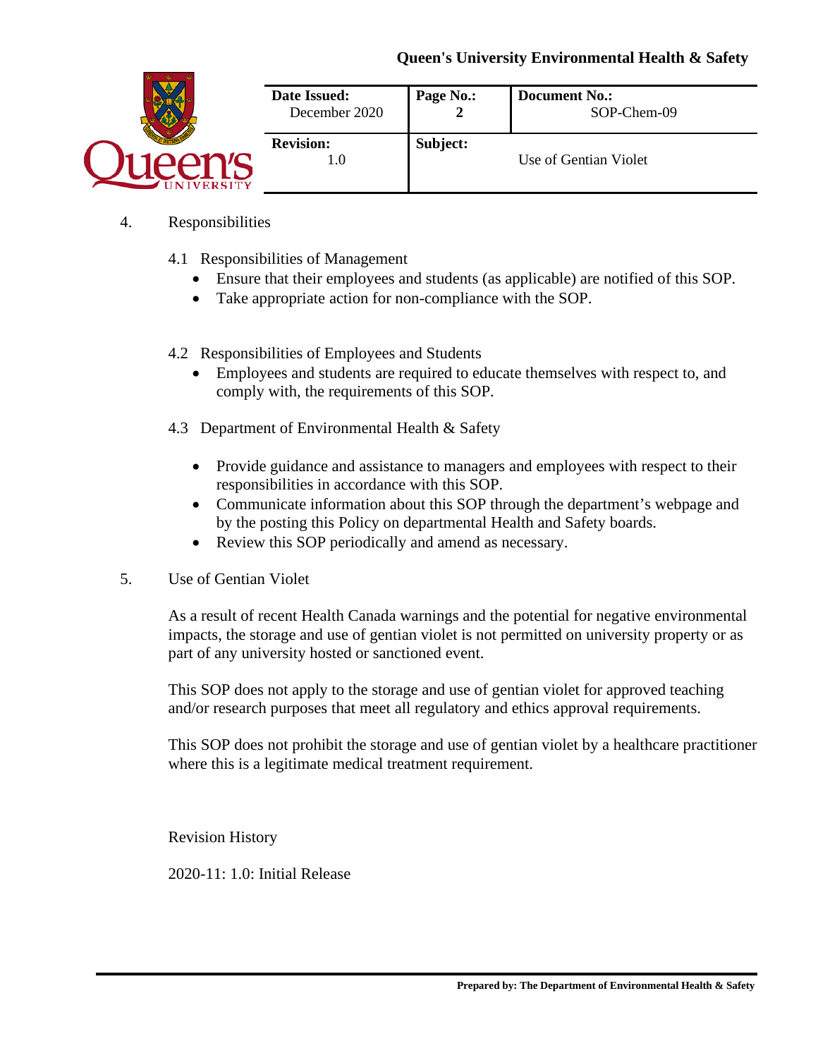## 4. Responsibilities

### 4.1 Responsibilities of Management

- Ensure that their employees and students (as applicable) are notified of this SOP.
- Take appropriate action for non-compliance with the SOP.

### 4.2 Responsibilities of Employees and Students

- Employees and students are required to educate themselves with respect to, and comply with, the requirements of this SOP.

### 4.3 Department of Environmental Health & Safety

- Provide guidance and assistance to managers and employees with respect to their responsibilities in accordance with this SOP.
- Communicate information about this SOP through the department's webpage and by the posting this Policy on departmental Health and Safety boards.
- Review this SOP periodically and amend as necessary.

## 5. Use of Gentian Violet

As a result of recent Health Canada warnings and the potential for negative environmental impacts, the storage and use of gentian violet is not permitted on university property or as part of any university hosted or sanctioned event.

This SOP does not apply to the storage and use of gentian violet for approved teaching and/or research purposes that meet all regulatory and ethics approval requirements.

This SOP does not prohibit the storage and use of gentian violet by a healthcare practitioner where this is a legitimate medical treatment requirement.

Revision History

2020-11: 1.0: Initial Release